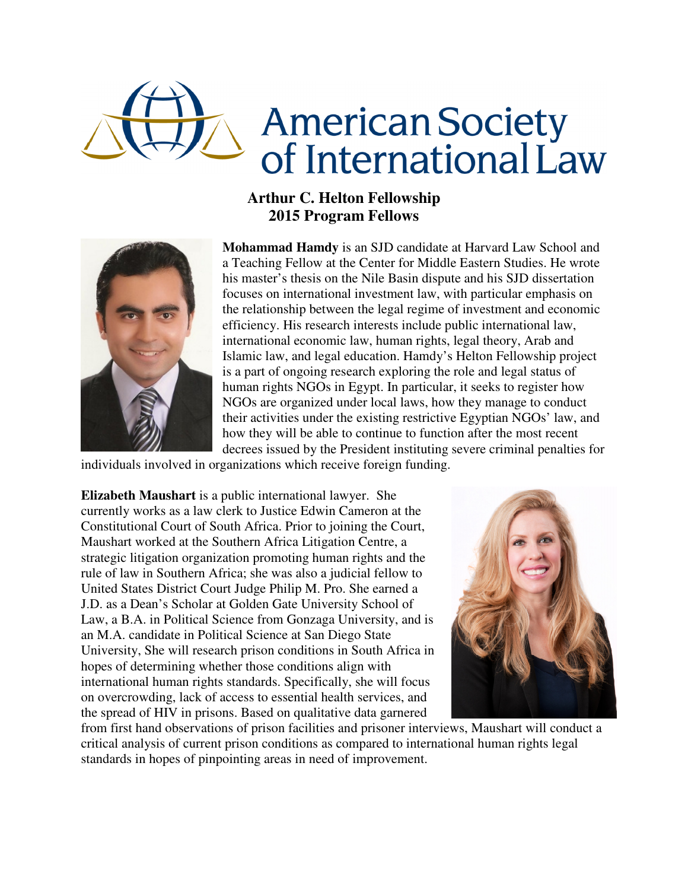# American Society of International Law

## Arthur C. Helton Fellowship
## 2015 Program Fellows

**Mohammad Hamdy** is an SJD candidate at Harvard Law School and a Teaching Fellow at the Center for Middle Eastern Studies. He wrote his master's thesis on the Nile Basin dispute and his SJD dissertation focuses on international investment law, with particular emphasis on the relationship between the legal regime of investment and economic efficiency. His research interests include public international law, international economic law, human rights, legal theory, Arab and Islamic law, and legal education. Hamdy's Helton Fellowship project is a part of ongoing research exploring the role and legal status of human rights NGOs in Egypt. In particular, it seeks to register how NGOs are organized under local laws, how they manage to conduct their activities under the existing restrictive Egyptian NGOs' law, and how they will be able to continue to function after the most recent decrees issued by the President instituting severe criminal penalties for individuals involved in organizations which receive foreign funding.

**Elizabeth Maushart** is a public international lawyer. She currently works as a law clerk to Justice Edwin Cameron at the Constitutional Court of South Africa. Prior to joining the Court, Maushart worked at the Southern Africa Litigation Centre, a strategic litigation organization promoting human rights and the rule of law in Southern Africa; she was also a judicial fellow to United States District Court Judge Philip M. Pro. She earned a J.D. as a Dean's Scholar at Golden Gate University School of Law, a B.A. in Political Science from Gonzaga University, and is an M.A. candidate in Political Science at San Diego State University, She will research prison conditions in South Africa in hopes of determining whether those conditions align with international human rights standards. Specifically, she will focus on overcrowding, lack of access to essential health services, and the spread of HIV in prisons. Based on qualitative data garnered from first hand observations of prison facilities and prisoner interviews, Maushart will conduct a critical analysis of current prison conditions as compared to international human rights legal standards in hopes of pinpointing areas in need of improvement.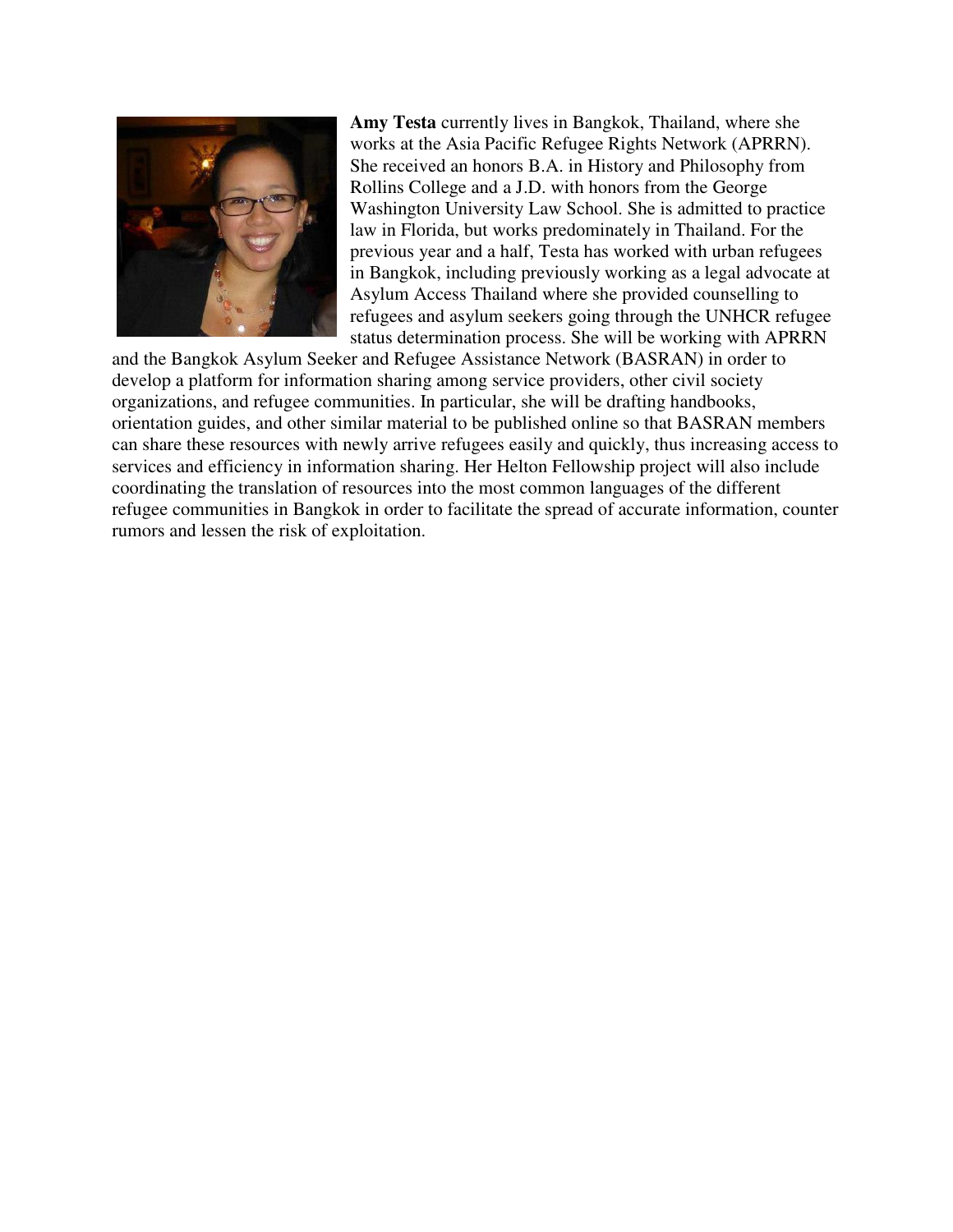**Amy Testa** currently lives in Bangkok, Thailand, where she works at the Asia Pacific Refugee Rights Network (APRRN). She received an honors B.A. in History and Philosophy from Rollins College and a J.D. with honors from the George Washington University Law School. She is admitted to practice law in Florida, but works predominately in Thailand. For the previous year and a half, Testa has worked with urban refugees in Bangkok, including previously working as a legal advocate at Asylum Access Thailand where she provided counselling to refugees and asylum seekers going through the UNHCR refugee status determination process. She will be working with APRRN and the Bangkok Asylum Seeker and Refugee Assistance Network (BASRAN) in order to develop a platform for information sharing among service providers, other civil society organizations, and refugee communities. In particular, she will be drafting handbooks, orientation guides, and other similar material to be published online so that BASRAN members can share these resources with newly arrive refugees easily and quickly, thus increasing access to services and efficiency in information sharing. Her Helton Fellowship project will also include coordinating the translation of resources into the most common languages of the different refugee communities in Bangkok in order to facilitate the spread of accurate information, counter rumors and lessen the risk of exploitation.